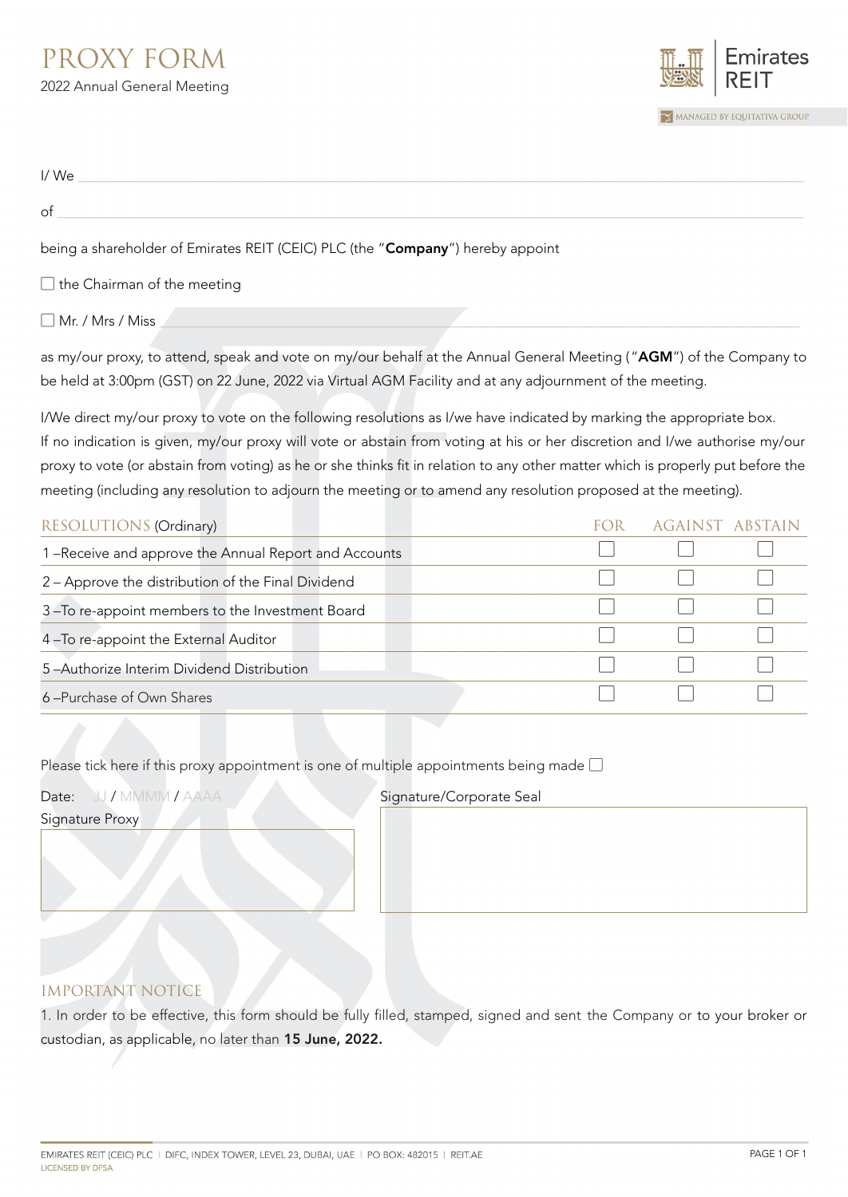# PROXY FORM

2022 Annual General Meeting

Emirates REIT

MANAGED BY EQUITATIVA GROUP

I/ We ______________________________________________

of ______________________________________________

being a shareholder of Emirates REIT (CEIC) PLC (the "**Company**") hereby appoint

☐ the Chairman of the meeting

☐ Mr. / Mrs / Miss ______________________________________________

as my/our proxy, to attend, speak and vote on my/our behalf at the Annual General Meeting ("**AGM**") of the Company to be held at 3:00pm (GST) on 22 June, 2022 via Virtual AGM Facility and at any adjournment of the meeting.

I/We direct my/our proxy to vote on the following resolutions as I/we have indicated by marking the appropriate box.
If no indication is given, my/our proxy will vote or abstain from voting at his or her discretion and I/we authorise my/our proxy to vote (or abstain from voting) as he or she thinks fit in relation to any other matter which is properly put before the meeting (including any resolution to adjourn the meeting or to amend any resolution proposed at the meeting).

| RESOLUTIONS (Ordinary) | FOR | AGAINST | ABSTAIN |
|---|---|---|---|
| 1 –Receive and approve the Annual Report and Accounts | ☐ | ☐ | ☐ |
| 2 – Approve the distribution of the Final Dividend | ☐ | ☐ | ☐ |
| 3 –To re-appoint members to the Investment Board | ☐ | ☐ | ☐ |
| 4 –To re-appoint the External Auditor | ☐ | ☐ | ☐ |
| 5 –Authorize Interim Dividend Distribution | ☐ | ☐ | ☐ |
| 6 –Purchase of Own Shares | ☐ | ☐ | ☐ |

Please tick here if this proxy appointment is one of multiple appointments being made ☐

Date: JJ / MMMM / AAAA

Signature Proxy

Signature/Corporate Seal

## IMPORTANT NOTICE

1. In order to be effective, this form should be fully filled, stamped, signed and sent the Company or to your broker or custodian, as applicable, no later than **15 June, 2022.**

EMIRATES REIT (CEIC) PLC | DIFC, INDEX TOWER, LEVEL 23, DUBAI, UAE | PO BOX: 482015 | REIT.AE
LICENSED BY DFSA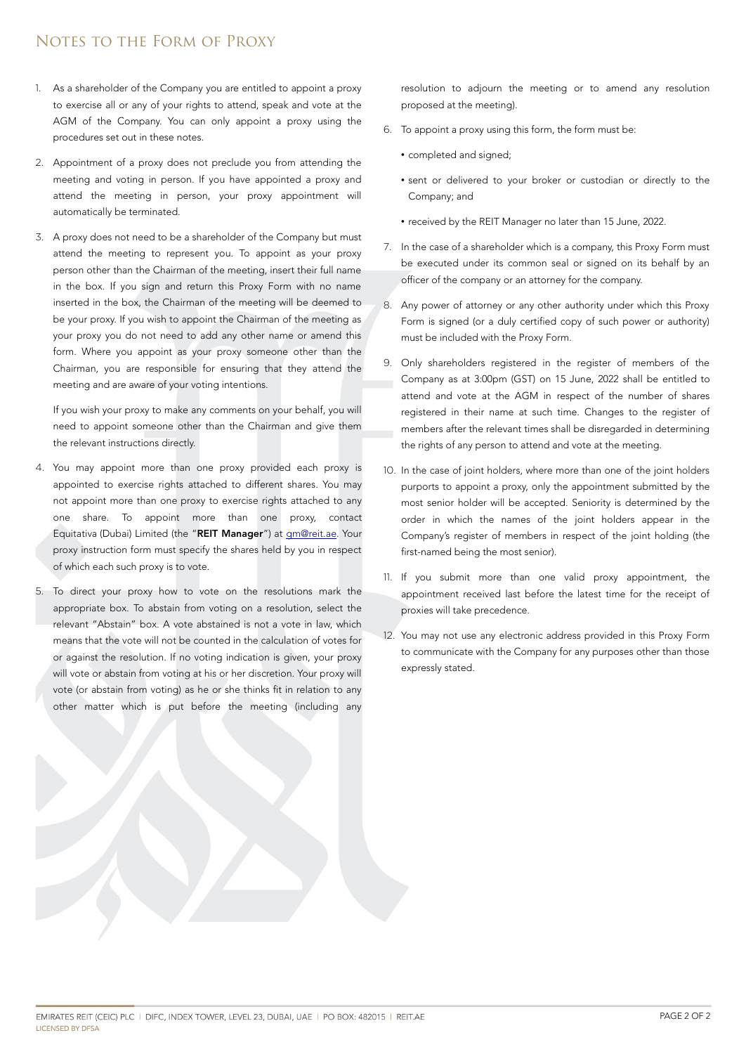# Notes to the Form of Proxy

1. As a shareholder of the Company you are entitled to appoint a proxy to exercise all or any of your rights to attend, speak and vote at the AGM of the Company. You can only appoint a proxy using the procedures set out in these notes.

2. Appointment of a proxy does not preclude you from attending the meeting and voting in person. If you have appointed a proxy and attend the meeting in person, your proxy appointment will automatically be terminated.

3. A proxy does not need to be a shareholder of the Company but must attend the meeting to represent you. To appoint as your proxy person other than the Chairman of the meeting, insert their full name in the box. If you sign and return this Proxy Form with no name inserted in the box, the Chairman of the meeting will be deemed to be your proxy. If you wish to appoint the Chairman of the meeting as your proxy you do not need to add any other name or amend this form. Where you appoint as your proxy someone other than the Chairman, you are responsible for ensuring that they attend the meeting and are aware of your voting intentions.

   If you wish your proxy to make any comments on your behalf, you will need to appoint someone other than the Chairman and give them the relevant instructions directly.

4. You may appoint more than one proxy provided each proxy is appointed to exercise rights attached to different shares. You may not appoint more than one proxy to exercise rights attached to any one share. To appoint more than one proxy, contact Equitativa (Dubai) Limited (the "**REIT Manager**") at gm@reit.ae. Your proxy instruction form must specify the shares held by you in respect of which each such proxy is to vote.

5. To direct your proxy how to vote on the resolutions mark the appropriate box. To abstain from voting on a resolution, select the relevant "Abstain" box. A vote abstained is not a vote in law, which means that the vote will not be counted in the calculation of votes for or against the resolution. If no voting indication is given, your proxy will vote or abstain from voting at his or her discretion. Your proxy will vote (or abstain from voting) as he or she thinks fit in relation to any other matter which is put before the meeting (including any resolution to adjourn the meeting or to amend any resolution proposed at the meeting).

6. To appoint a proxy using this form, the form must be:
   - completed and signed;
   - sent or delivered to your broker or custodian or directly to the Company; and
   - received by the REIT Manager no later than 15 June, 2022.

7. In the case of a shareholder which is a company, this Proxy Form must be executed under its common seal or signed on its behalf by an officer of the company or an attorney for the company.

8. Any power of attorney or any other authority under which this Proxy Form is signed (or a duly certified copy of such power or authority) must be included with the Proxy Form.

9. Only shareholders registered in the register of members of the Company as at 3:00pm (GST) on 15 June, 2022 shall be entitled to attend and vote at the AGM in respect of the number of shares registered in their name at such time. Changes to the register of members after the relevant times shall be disregarded in determining the rights of any person to attend and vote at the meeting.

10. In the case of joint holders, where more than one of the joint holders purports to appoint a proxy, only the appointment submitted by the most senior holder will be accepted. Seniority is determined by the order in which the names of the joint holders appear in the Company's register of members in respect of the joint holding (the first-named being the most senior).

11. If you submit more than one valid proxy appointment, the appointment received last before the latest time for the receipt of proxies will take precedence.

12. You may not use any electronic address provided in this Proxy Form to communicate with the Company for any purposes other than those expressly stated.

EMIRATES REIT (CEIC) PLC | DIFC, INDEX TOWER, LEVEL 23, DUBAI, UAE | PO BOX: 482015 | REIT.AE
LICENSED BY DFSA